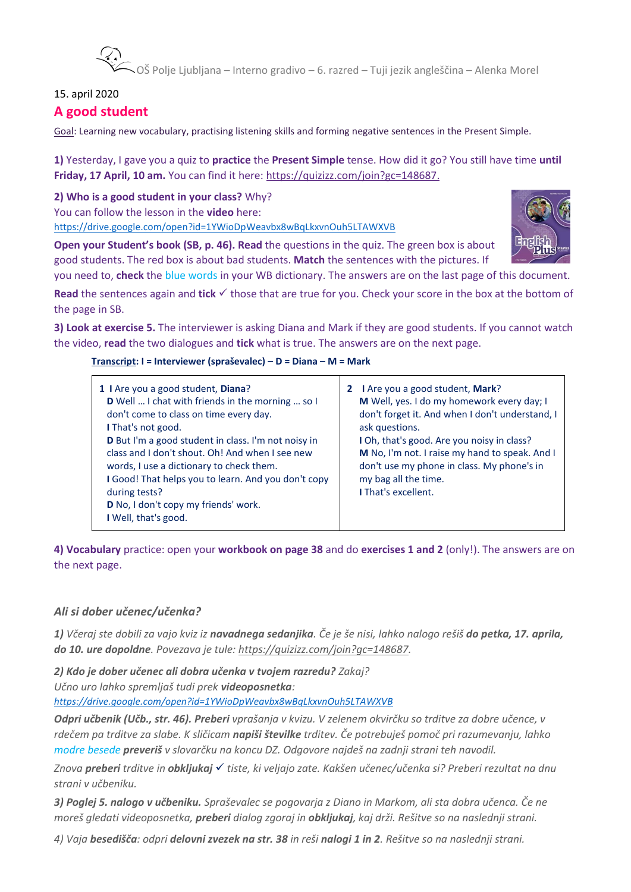OŠ Polje Ljubljana – Interno gradivo – 6. razred – Tuji jezik angleščina – Alenka Morel

15. april 2020

# A good student

Goal: Learning new vocabulary, practising listening skills and forming negative sentences in the Present Simple.

**1)** Yesterday, I gave you a quiz to **practice** the **Present Simple** tense. How did it go? You still have time **until Friday, 17 April, 10 am.** You can find it here: https://quizizz.com/join?gc=148687.

**2) Who is a good student in your class?** Why?
You can follow the lesson in the **video** here:
https://drive.google.com/open?id=1YWioDpWeavbx8wBqLkxvnOuh5LTAWXVB

**Open your Student's book (SB, p. 46). Read** the questions in the quiz. The green box is about good students. The red box is about bad students. **Match** the sentences with the pictures. If you need to, **check** the blue words in your WB dictionary. The answers are on the last page of this document.

**Read** the sentences again and **tick** ✓ those that are true for you. Check your score in the box at the bottom of the page in SB.

**3) Look at exercise 5.** The interviewer is asking Diana and Mark if they are good students. If you cannot watch the video, **read** the two dialogues and **tick** what is true. The answers are on the next page.

**Transcript: I = Interviewer (spraševalec) – D = Diana – M = Mark**

| 1 | 2 |
|---|---|
| **I** Are you a good student, **Diana**?<br>**D** Well … I chat with friends in the morning … so I don't come to class on time every day.<br>**I** That's not good.<br>**D** But I'm a good student in class. I'm not noisy in class and I don't shout. Oh! And when I see new words, I use a dictionary to check them.<br>**I** Good! That helps you to learn. And you don't copy during tests?<br>**D** No, I don't copy my friends' work.<br>**I** Well, that's good. | **I** Are you a good student, **Mark**?<br>**M** Well, yes. I do my homework every day; I don't forget it. And when I don't understand, I ask questions.<br>**I** Oh, that's good. Are you noisy in class?<br>**M** No, I'm not. I raise my hand to speak. And I don't use my phone in class. My phone's in my bag all the time.<br>**I** That's excellent. |

**4) Vocabulary** practice: open your **workbook on page 38** and do **exercises 1 and 2** (only!). The answers are on the next page.

### *Ali si dober učenec/učenka?*

*1) Včeraj ste dobili za vajo kviz iz **navadnega sedanjika**. Če je še nisi, lahko nalogo rešiš **do petka, 17. aprila, do 10. ure dopoldne**. Povezava je tule: https://quizizz.com/join?gc=148687.*

***2) Kdo je dober učenec ali dobra učenka v tvojem razredu?** Zakaj?*
*Učno uro lahko spremljaš tudi prek **videoposnetka**:*
*https://drive.google.com/open?id=1YWioDpWeavbx8wBqLkxvnOuh5LTAWXVB*

***Odpri učbenik (Učb., str. 46). Preberi** vprašanja v kvizu. V zelenem okvirčku so trditve za dobre učence, v rdečem pa trditve za slabe. K sličicam **napiši številke** trditev. Če potrebuješ pomoč pri razumevanju, lahko modre besede **preveriš** v slovarčku na koncu DZ. Odgovore najdeš na zadnji strani teh navodil.*

*Znova **preberi** trditve in **obkljukaj** ✓ tiste, ki veljajo zate. Kakšen učenec/učenka si? Preberi rezultat na dnu strani v učbeniku.*

***3) Poglej 5. nalogo v učbeniku.** Spraševalec se pogovarja z Diano in Markom, ali sta dobra učenca. Če ne moreš gledati videoposnetka, **preberi** dialog zgoraj in **obkljukaj**, kaj drži. Rešitve so na naslednji strani.*

*4) Vaja **besedišča**: odpri **delovni zvezek na str. 38** in reši **nalogi 1 in 2**. Rešitve so na naslednji strani.*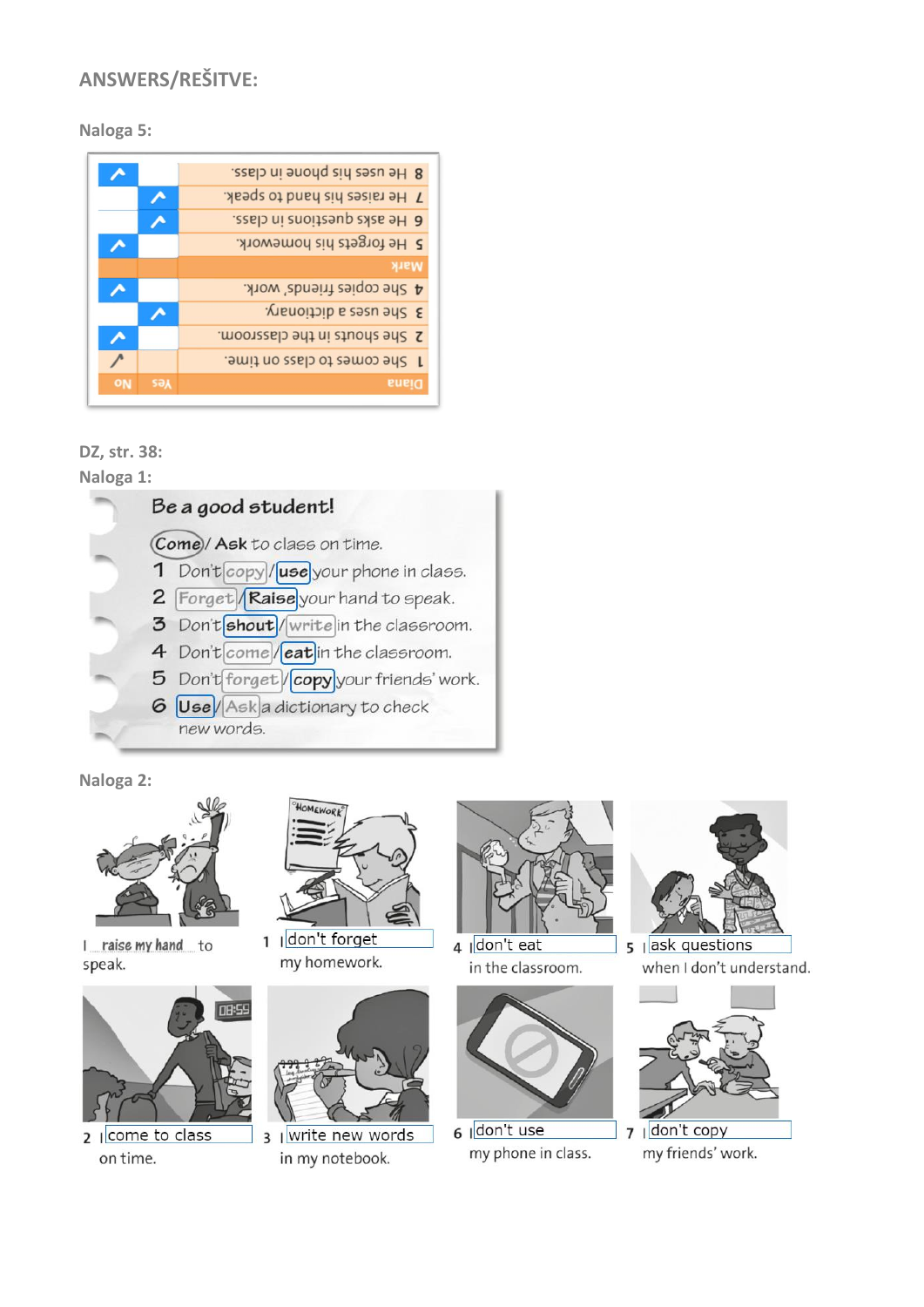## ANSWERS/REŠITVE:

### Naloga 5:

| Diana | Yes | No |
|---|---|---|
| 1 She comes to class on time. | | ✓ |
| 2 She shouts in the classroom. | | ✓ |
| 3 She uses a dictionary. | ✓ | |
| 4 She copies friends' work. | | ✓ |
| **Mark** | | |
| 5 He forgets his homework. | | ✓ |
| 6 He asks questions in class. | ✓ | |
| 7 He raises his hand to speak. | ✓ | |
| 8 He uses his phone in class. | | ✓ |

### DZ, str. 38:

### Naloga 1:

**Be a good student!**

(Come) / Ask to class on time.

1 Don't copy / **use** your phone in class.

2 Forget / **Raise** your hand to speak.

3 Don't **shout** / write in the classroom.

4 Don't come / **eat** in the classroom.

5 Don't forget / **copy** your friends' work.

6 **Use** / Ask a dictionary to check new words.

### Naloga 2:

I raise my hand to speak.

1 I don't forget my homework.

2 I come to class on time.

3 I write new words in my notebook.

4 I don't eat in the classroom.

5 I ask questions when I don't understand.

6 I don't use my phone in class.

7 I don't copy my friends' work.